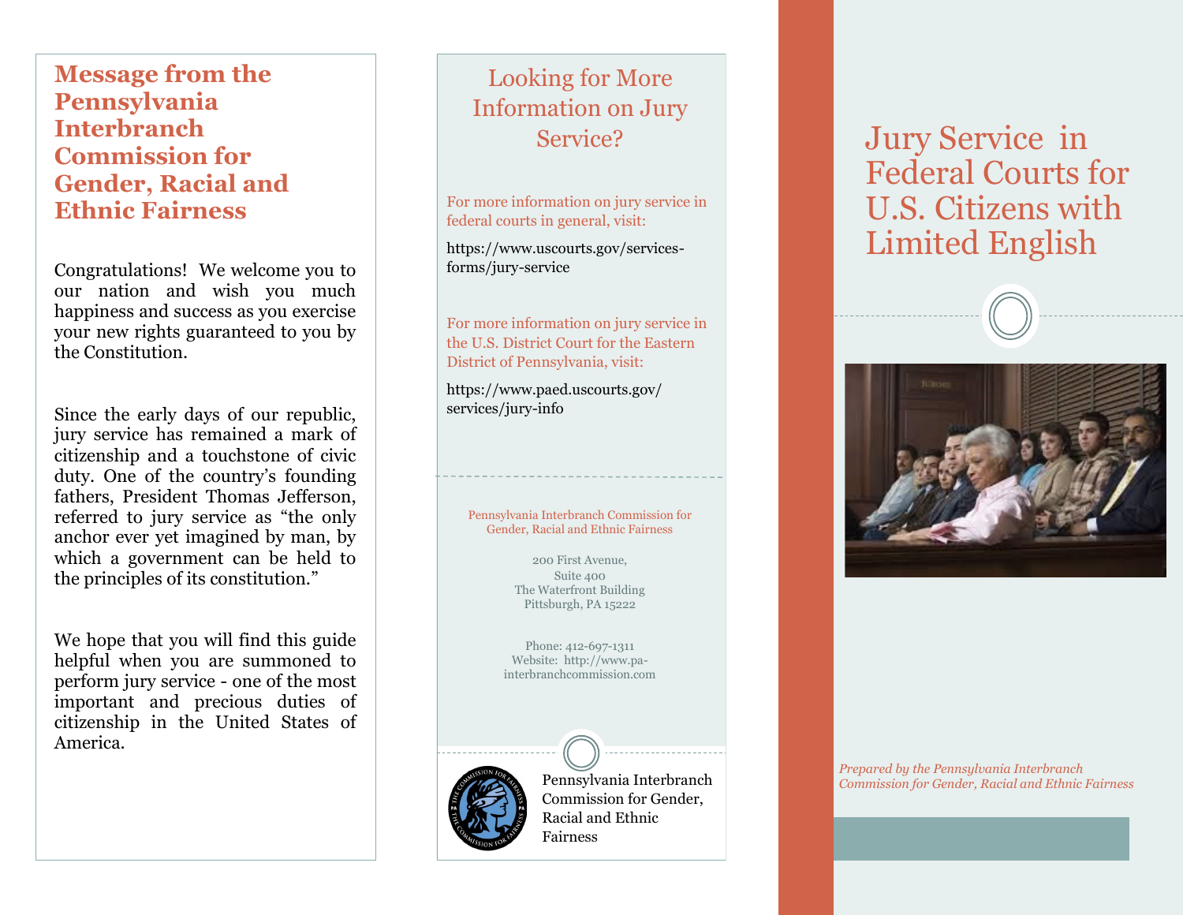# Message from the Pennsylvania Interbranch Commission for Gender, Racial and Ethnic Fairness

Congratulations! We welcome you to our nation and wish you much happiness and success as you exercise your new rights guaranteed to you by the Constitution.

Since the early days of our republic, jury service has remained a mark of citizenship and a touchstone of civic duty. One of the country's founding fathers, President Thomas Jefferson, referred to jury service as "the only anchor ever yet imagined by man, by which a government can be held to the principles of its constitution."

We hope that you will find this guide helpful when you are summoned to perform jury service - one of the most important and precious duties of citizenship in the United States of America.

## Looking for More Information on Jury Service?

For more information on jury service in federal courts in general, visit:

https://www.uscourts.gov/services-forms/jury-service

For more information on jury service in the U.S. District Court for the Eastern District of Pennsylvania, visit:

https://www.paed.uscourts.gov/services/jury-info

Pennsylvania Interbranch Commission for Gender, Racial and Ethnic Fairness

200 First Avenue,
Suite 400
The Waterfront Building
Pittsburgh, PA 15222

Phone: 412-697-1311
Website: http://www.pa-interbranchcommission.com

Pennsylvania Interbranch Commission for Gender, Racial and Ethnic Fairness

# Jury Service in Federal Courts for U.S. Citizens with Limited English

*Prepared by the Pennsylvania Interbranch Commission for Gender, Racial and Ethnic Fairness*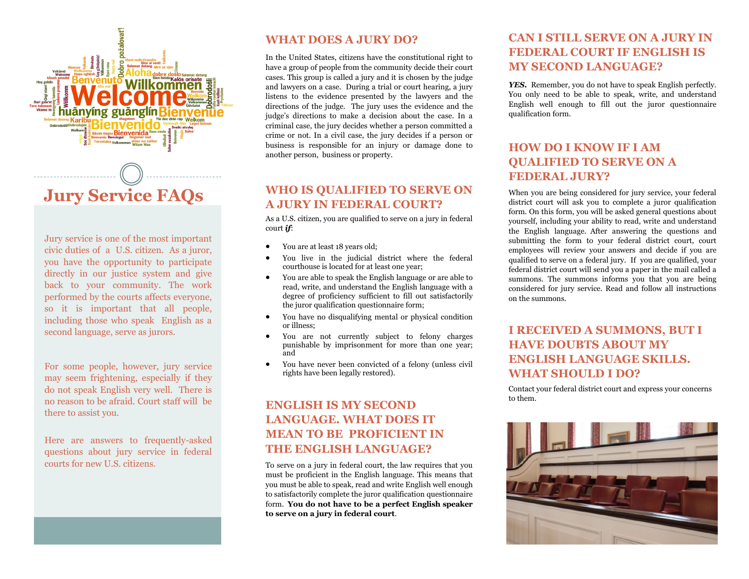# Jury Service FAQs

Jury service is one of the most important civic duties of a U.S. citizen. As a juror, you have the opportunity to participate directly in our justice system and give back to your community. The work performed by the courts affects everyone, so it is important that all people, including those who speak English as a second language, serve as jurors.

For some people, however, jury service may seem frightening, especially if they do not speak English very well. There is no reason to be afraid. Court staff will be there to assist you.

Here are answers to frequently-asked questions about jury service in federal courts for new U.S. citizens.

## WHAT DOES A JURY DO?

In the United States, citizens have the constitutional right to have a group of people from the community decide their court cases. This group is called a jury and it is chosen by the judge and lawyers on a case. During a trial or court hearing, a jury listens to the evidence presented by the lawyers and the directions of the judge. The jury uses the evidence and the judge's directions to make a decision about the case. In a criminal case, the jury decides whether a person committed a crime or not. In a civil case, the jury decides if a person or business is responsible for an injury or damage done to another person, business or property.

## WHO IS QUALIFIED TO SERVE ON A JURY IN FEDERAL COURT?

As a U.S. citizen, you are qualified to serve on a jury in federal court ***if***:

- You are at least 18 years old;
- You live in the judicial district where the federal courthouse is located for at least one year;
- You are able to speak the English language or are able to read, write, and understand the English language with a degree of proficiency sufficient to fill out satisfactorily the juror qualification questionnaire form;
- You have no disqualifying mental or physical condition or illness;
- You are not currently subject to felony charges punishable by imprisonment for more than one year; and
- You have never been convicted of a felony (unless civil rights have been legally restored).

## ENGLISH IS MY SECOND LANGUAGE. WHAT DOES IT MEAN TO BE PROFICIENT IN THE ENGLISH LANGUAGE?

To serve on a jury in federal court, the law requires that you must be proficient in the English language. This means that you must be able to speak, read and write English well enough to satisfactorily complete the juror qualification questionnaire form. **You do not have to be a perfect English speaker to serve on a jury in federal court**.

## CAN I STILL SERVE ON A JURY IN FEDERAL COURT IF ENGLISH IS MY SECOND LANGUAGE?

***YES.*** Remember, you do not have to speak English perfectly. You only need to be able to speak, write, and understand English well enough to fill out the juror questionnaire qualification form.

## HOW DO I KNOW IF I AM QUALIFIED TO SERVE ON A FEDERAL JURY?

When you are being considered for jury service, your federal district court will ask you to complete a juror qualification form. On this form, you will be asked general questions about yourself, including your ability to read, write and understand the English language. After answering the questions and submitting the form to your federal district court, court employees will review your answers and decide if you are qualified to serve on a federal jury. If you are qualified, your federal district court will send you a paper in the mail called a summons. The summons informs you that you are being considered for jury service. Read and follow all instructions on the summons.

## I RECEIVED A SUMMONS, BUT I HAVE DOUBTS ABOUT MY ENGLISH LANGUAGE SKILLS. WHAT SHOULD I DO?

Contact your federal district court and express your concerns to them.